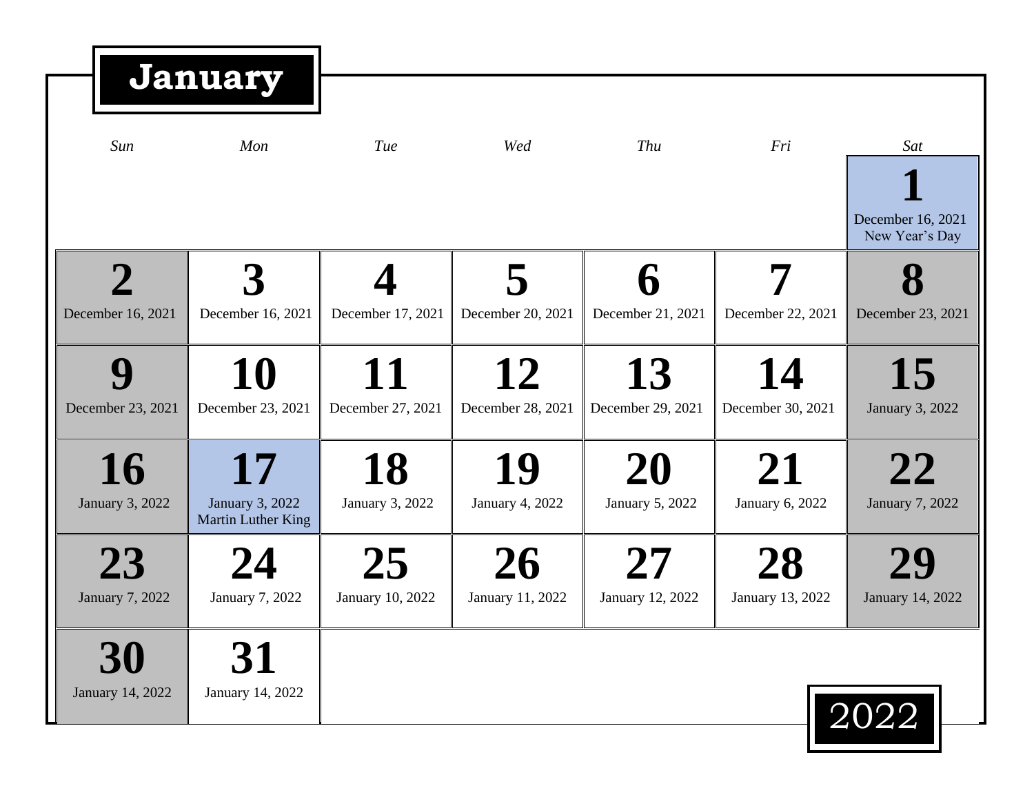# January

| Sun | Mon | Tue | Wed | Thu | Fri | Sat |
| --- | --- | --- | --- | --- | --- | --- |
| | | | | | | **1** December 16, 2021 New Year's Day |
| **2** December 16, 2021 | **3** December 16, 2021 | **4** December 17, 2021 | **5** December 20, 2021 | **6** December 21, 2021 | **7** December 22, 2021 | **8** December 23, 2021 |
| **9** December 23, 2021 | **10** December 23, 2021 | **11** December 27, 2021 | **12** December 28, 2021 | **13** December 29, 2021 | **14** December 30, 2021 | **15** January 3, 2022 |
| **16** January 3, 2022 | **17** January 3, 2022 Martin Luther King | **18** January 3, 2022 | **19** January 4, 2022 | **20** January 5, 2022 | **21** January 6, 2022 | **22** January 7, 2022 |
| **23** January 7, 2022 | **24** January 7, 2022 | **25** January 10, 2022 | **26** January 11, 2022 | **27** January 12, 2022 | **28** January 13, 2022 | **29** January 14, 2022 |
| **30** January 14, 2022 | **31** January 14, 2022 | | | | | |

2022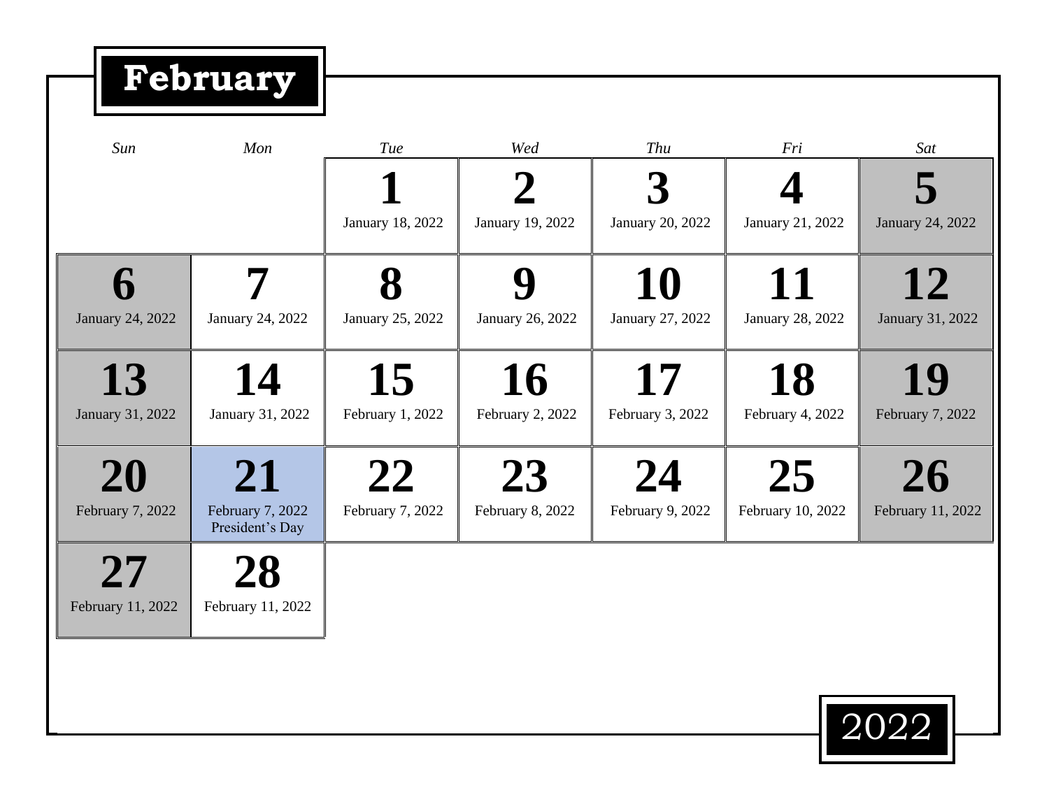# February

| Sun | Mon | Tue | Wed | Thu | Fri | Sat |
|---|---|---|---|---|---|---|
| | | **1** January 18, 2022 | **2** January 19, 2022 | **3** January 20, 2022 | **4** January 21, 2022 | **5** January 24, 2022 |
| **6** January 24, 2022 | **7** January 24, 2022 | **8** January 25, 2022 | **9** January 26, 2022 | **10** January 27, 2022 | **11** January 28, 2022 | **12** January 31, 2022 |
| **13** January 31, 2022 | **14** January 31, 2022 | **15** February 1, 2022 | **16** February 2, 2022 | **17** February 3, 2022 | **18** February 4, 2022 | **19** February 7, 2022 |
| **20** February 7, 2022 | **21** February 7, 2022 President's Day | **22** February 7, 2022 | **23** February 8, 2022 | **24** February 9, 2022 | **25** February 10, 2022 | **26** February 11, 2022 |
| **27** February 11, 2022 | **28** February 11, 2022 | | | | | |

2022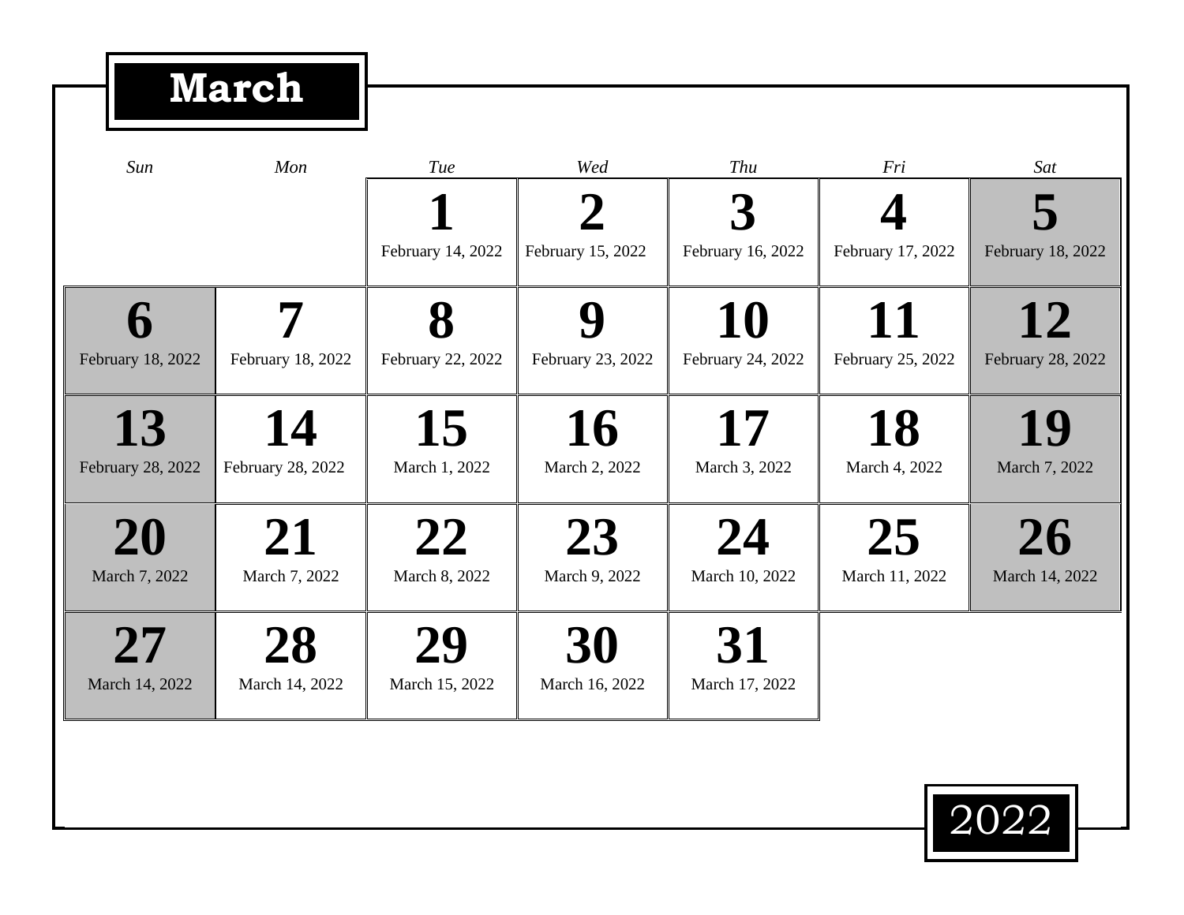# March

| Sun | Mon | Tue | Wed | Thu | Fri | Sat |
|---|---|---|---|---|---|---|
| | | **1** February 14, 2022 | **2** February 15, 2022 | **3** February 16, 2022 | **4** February 17, 2022 | **5** February 18, 2022 |
| **6** February 18, 2022 | **7** February 18, 2022 | **8** February 22, 2022 | **9** February 23, 2022 | **10** February 24, 2022 | **11** February 25, 2022 | **12** February 28, 2022 |
| **13** February 28, 2022 | **14** February 28, 2022 | **15** March 1, 2022 | **16** March 2, 2022 | **17** March 3, 2022 | **18** March 4, 2022 | **19** March 7, 2022 |
| **20** March 7, 2022 | **21** March 7, 2022 | **22** March 8, 2022 | **23** March 9, 2022 | **24** March 10, 2022 | **25** March 11, 2022 | **26** March 14, 2022 |
| **27** March 14, 2022 | **28** March 14, 2022 | **29** March 15, 2022 | **30** March 16, 2022 | **31** March 17, 2022 | | |

2022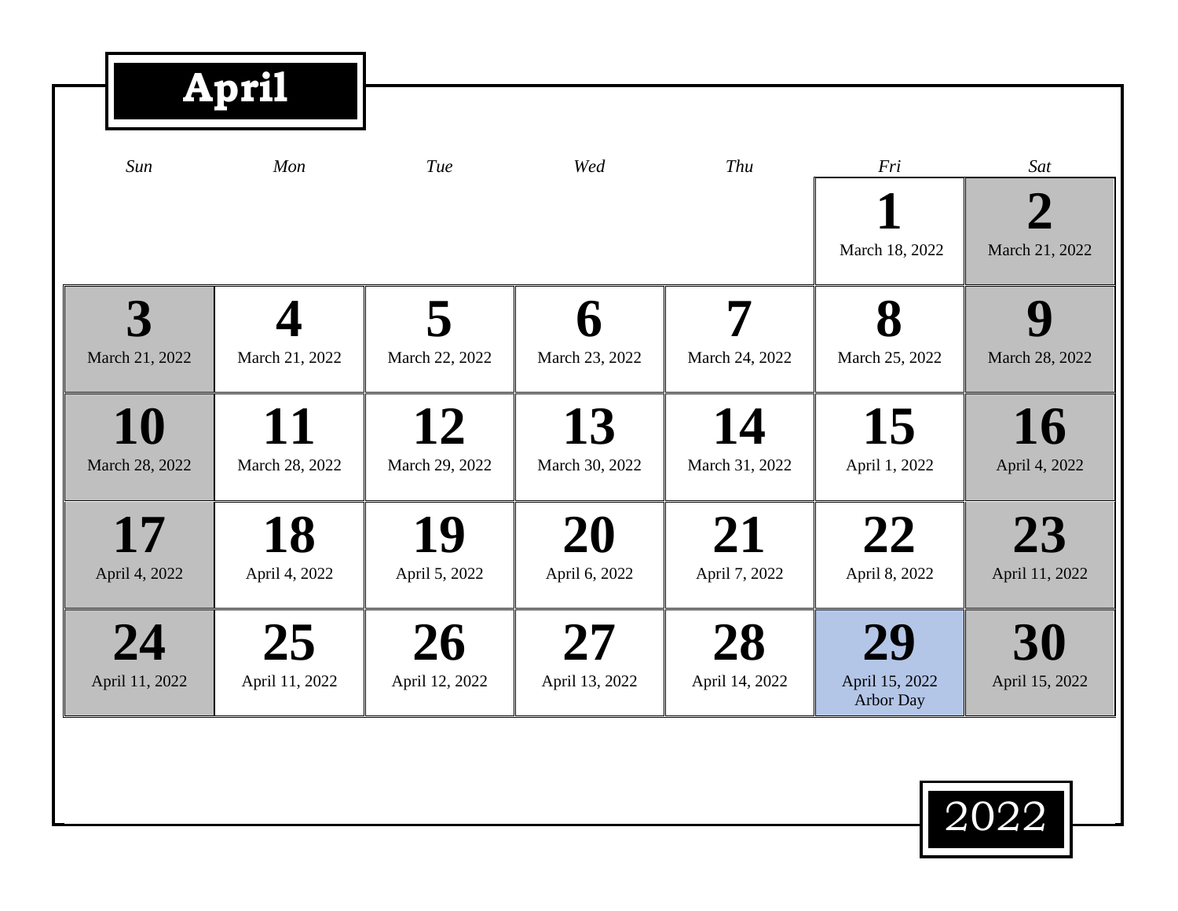# April

| Sun | Mon | Tue | Wed | Thu | Fri | Sat |
|---|---|---|---|---|---|---|
| | | | | | **1** March 18, 2022 | **2** March 21, 2022 |
| **3** March 21, 2022 | **4** March 21, 2022 | **5** March 22, 2022 | **6** March 23, 2022 | **7** March 24, 2022 | **8** March 25, 2022 | **9** March 28, 2022 |
| **10** March 28, 2022 | **11** March 28, 2022 | **12** March 29, 2022 | **13** March 30, 2022 | **14** March 31, 2022 | **15** April 1, 2022 | **16** April 4, 2022 |
| **17** April 4, 2022 | **18** April 4, 2022 | **19** April 5, 2022 | **20** April 6, 2022 | **21** April 7, 2022 | **22** April 8, 2022 | **23** April 11, 2022 |
| **24** April 11, 2022 | **25** April 11, 2022 | **26** April 12, 2022 | **27** April 13, 2022 | **28** April 14, 2022 | **29** April 15, 2022 Arbor Day | **30** April 15, 2022 |

2022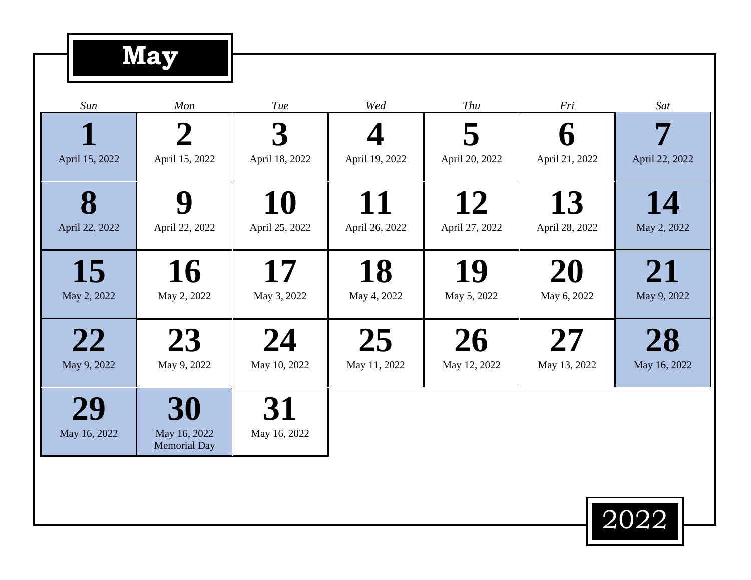# May

| Sun | Mon | Tue | Wed | Thu | Fri | Sat |
|---|---|---|---|---|---|---|
| **1** April 15, 2022 | **2** April 15, 2022 | **3** April 18, 2022 | **4** April 19, 2022 | **5** April 20, 2022 | **6** April 21, 2022 | **7** April 22, 2022 |
| **8** April 22, 2022 | **9** April 22, 2022 | **10** April 25, 2022 | **11** April 26, 2022 | **12** April 27, 2022 | **13** April 28, 2022 | **14** May 2, 2022 |
| **15** May 2, 2022 | **16** May 2, 2022 | **17** May 3, 2022 | **18** May 4, 2022 | **19** May 5, 2022 | **20** May 6, 2022 | **21** May 9, 2022 |
| **22** May 9, 2022 | **23** May 9, 2022 | **24** May 10, 2022 | **25** May 11, 2022 | **26** May 12, 2022 | **27** May 13, 2022 | **28** May 16, 2022 |
| **29** May 16, 2022 | **30** May 16, 2022 Memorial Day | **31** May 16, 2022 | | | | |

2022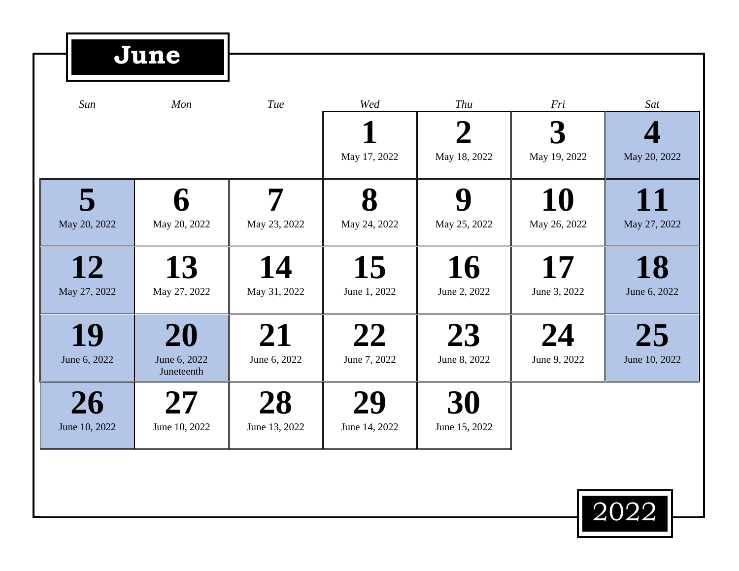# June

| Sun | Mon | Tue | Wed | Thu | Fri | Sat |
|---|---|---|---|---|---|---|
| | | | **1** May 17, 2022 | **2** May 18, 2022 | **3** May 19, 2022 | **4** May 20, 2022 |
| **5** May 20, 2022 | **6** May 20, 2022 | **7** May 23, 2022 | **8** May 24, 2022 | **9** May 25, 2022 | **10** May 26, 2022 | **11** May 27, 2022 |
| **12** May 27, 2022 | **13** May 27, 2022 | **14** May 31, 2022 | **15** June 1, 2022 | **16** June 2, 2022 | **17** June 3, 2022 | **18** June 6, 2022 |
| **19** June 6, 2022 | **20** June 6, 2022 Juneteenth | **21** June 6, 2022 | **22** June 7, 2022 | **23** June 8, 2022 | **24** June 9, 2022 | **25** June 10, 2022 |
| **26** June 10, 2022 | **27** June 10, 2022 | **28** June 13, 2022 | **29** June 14, 2022 | **30** June 15, 2022 | | |

2022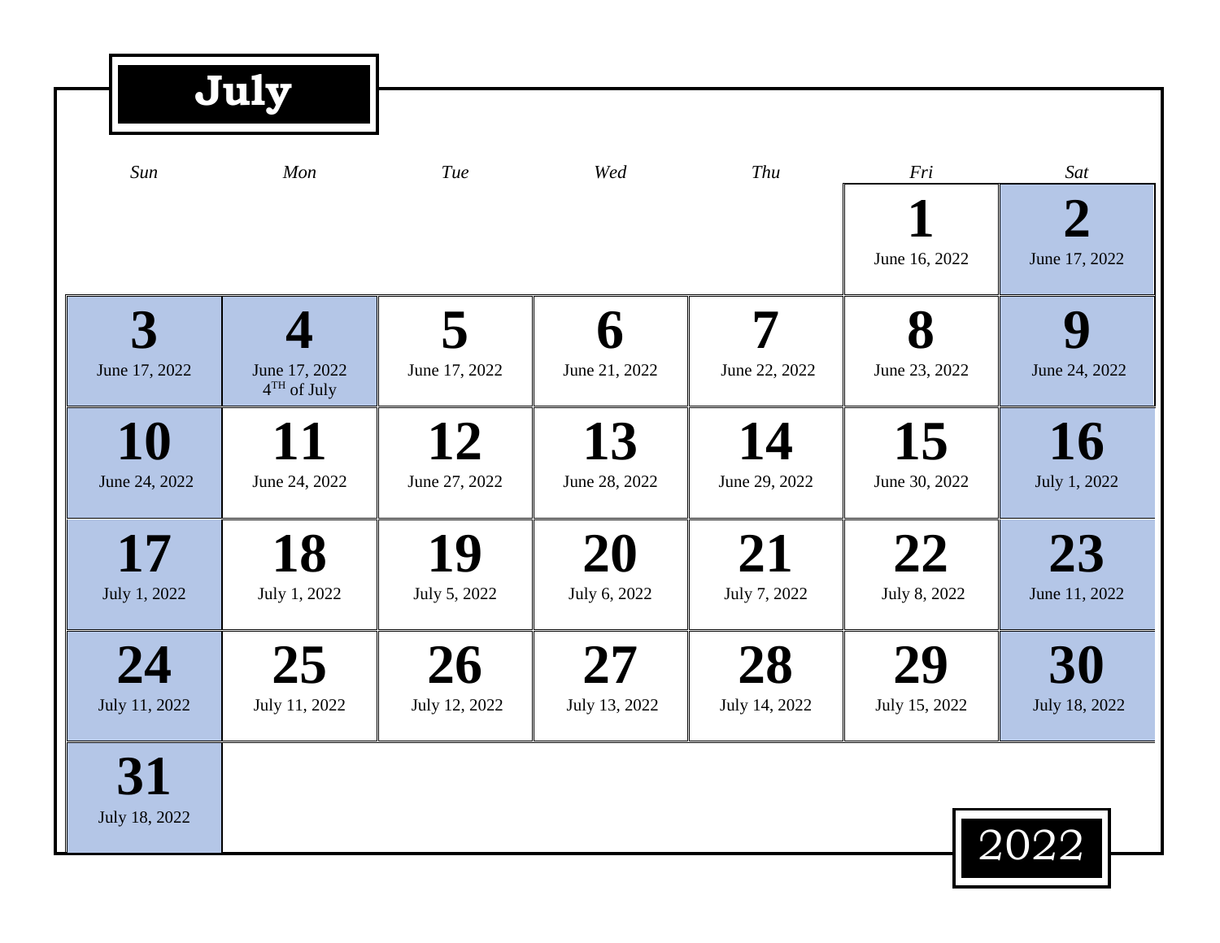# July

| Sun | Mon | Tue | Wed | Thu | Fri | Sat |
|---|---|---|---|---|---|---|
| | | | | | **1**<br>June 16, 2022 | **2**<br>June 17, 2022 |
| **3**<br>June 17, 2022 | **4**<br>June 17, 2022<br>4TH of July | **5**<br>June 17, 2022 | **6**<br>June 21, 2022 | **7**<br>June 22, 2022 | **8**<br>June 23, 2022 | **9**<br>June 24, 2022 |
| **10**<br>June 24, 2022 | **11**<br>June 24, 2022 | **12**<br>June 27, 2022 | **13**<br>June 28, 2022 | **14**<br>June 29, 2022 | **15**<br>June 30, 2022 | **16**<br>July 1, 2022 |
| **17**<br>July 1, 2022 | **18**<br>July 1, 2022 | **19**<br>July 5, 2022 | **20**<br>July 6, 2022 | **21**<br>July 7, 2022 | **22**<br>July 8, 2022 | **23**<br>June 11, 2022 |
| **24**<br>July 11, 2022 | **25**<br>July 11, 2022 | **26**<br>July 12, 2022 | **27**<br>July 13, 2022 | **28**<br>July 14, 2022 | **29**<br>July 15, 2022 | **30**<br>July 18, 2022 |
| **31**<br>July 18, 2022 | | | | | | |

2022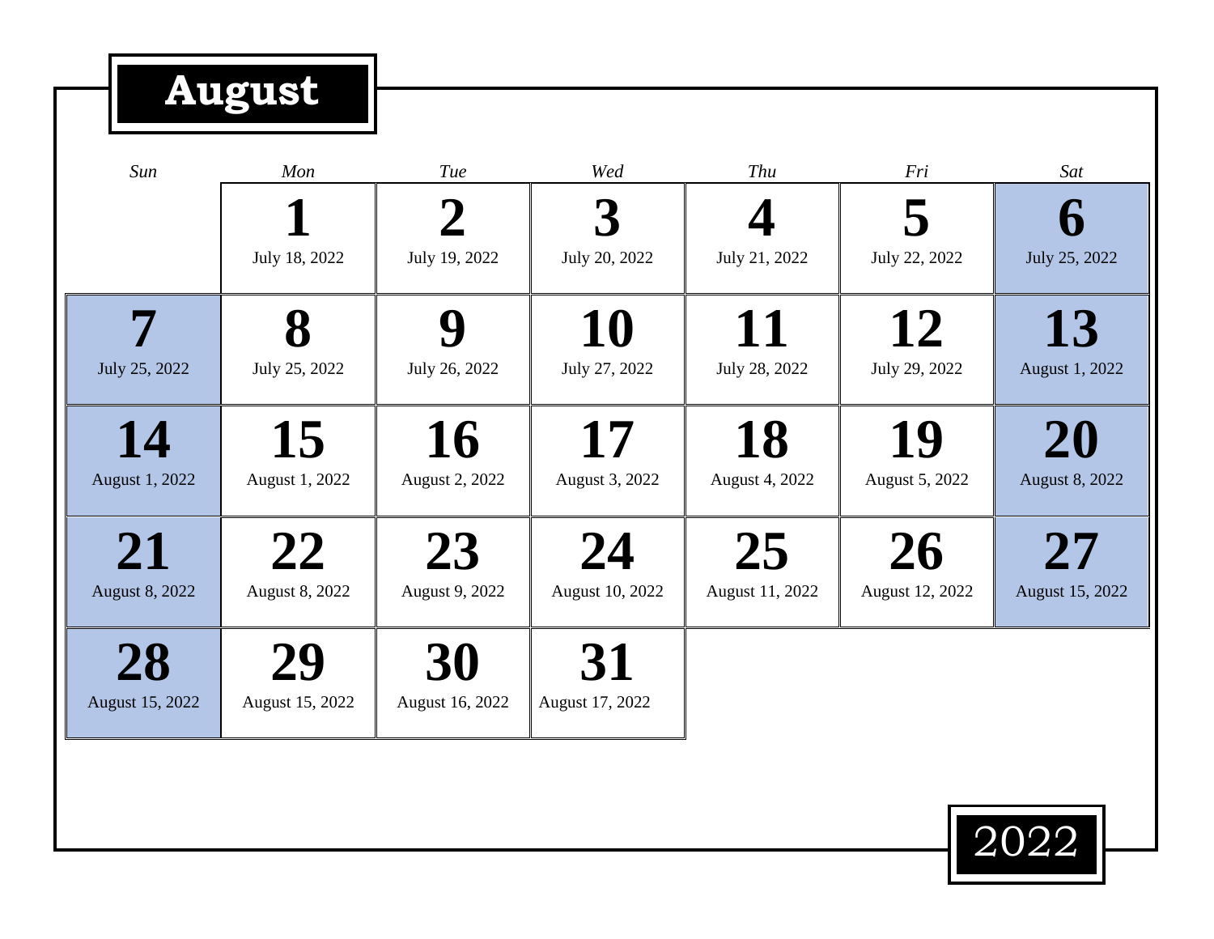# August

| Sun | Mon | Tue | Wed | Thu | Fri | Sat |
|---|---|---|---|---|---|---|
| | **1** July 18, 2022 | **2** July 19, 2022 | **3** July 20, 2022 | **4** July 21, 2022 | **5** July 22, 2022 | **6** July 25, 2022 |
| **7** July 25, 2022 | **8** July 25, 2022 | **9** July 26, 2022 | **10** July 27, 2022 | **11** July 28, 2022 | **12** July 29, 2022 | **13** August 1, 2022 |
| **14** August 1, 2022 | **15** August 1, 2022 | **16** August 2, 2022 | **17** August 3, 2022 | **18** August 4, 2022 | **19** August 5, 2022 | **20** August 8, 2022 |
| **21** August 8, 2022 | **22** August 8, 2022 | **23** August 9, 2022 | **24** August 10, 2022 | **25** August 11, 2022 | **26** August 12, 2022 | **27** August 15, 2022 |
| **28** August 15, 2022 | **29** August 15, 2022 | **30** August 16, 2022 | **31** August 17, 2022 | | | |

2022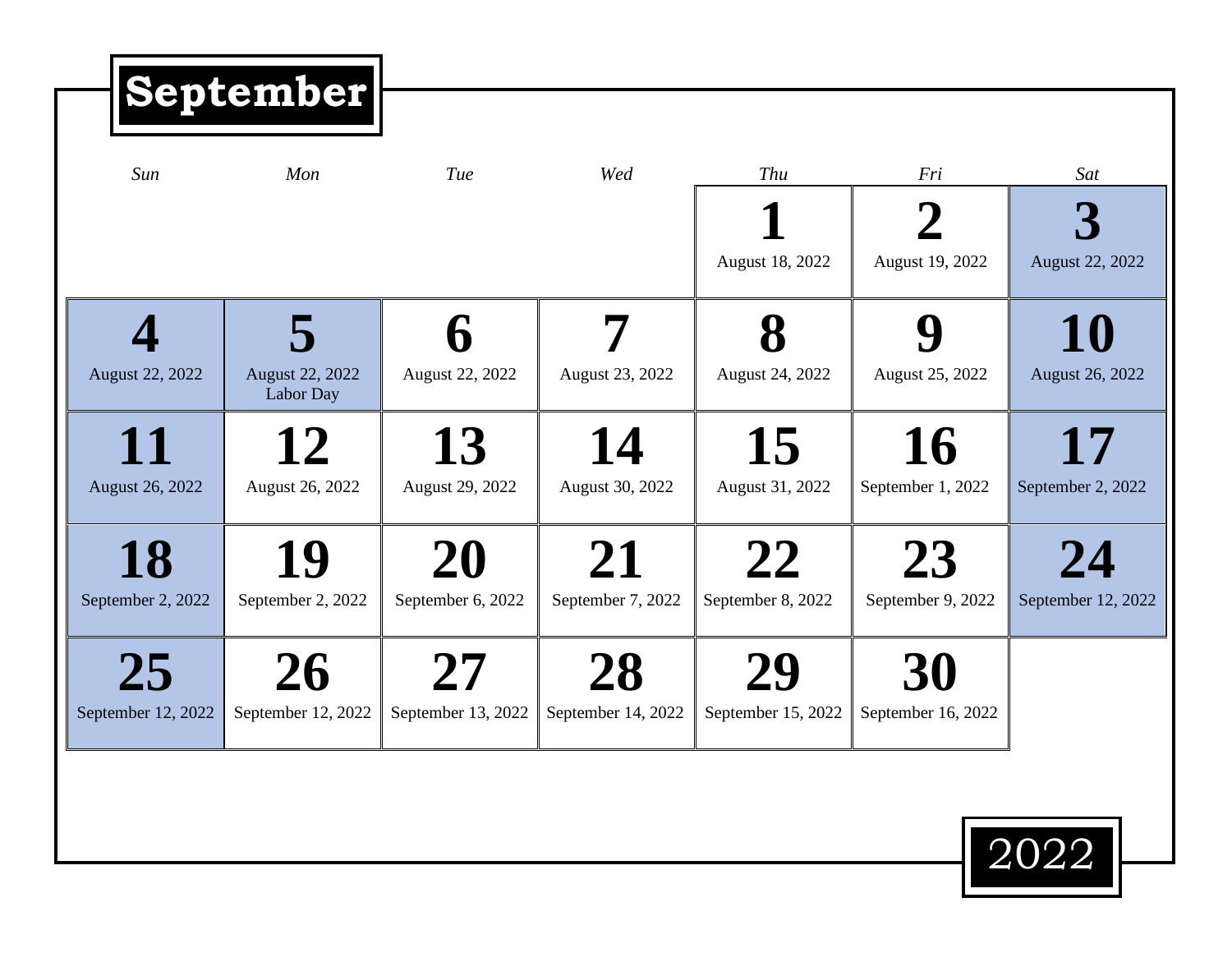# September

| Sun | Mon | Tue | Wed | Thu | Fri | Sat |
|---|---|---|---|---|---|---|
| | | | | **1** August 18, 2022 | **2** August 19, 2022 | **3** August 22, 2022 |
| **4** August 22, 2022 | **5** August 22, 2022 Labor Day | **6** August 22, 2022 | **7** August 23, 2022 | **8** August 24, 2022 | **9** August 25, 2022 | **10** August 26, 2022 |
| **11** August 26, 2022 | **12** August 26, 2022 | **13** August 29, 2022 | **14** August 30, 2022 | **15** August 31, 2022 | **16** September 1, 2022 | **17** September 2, 2022 |
| **18** September 2, 2022 | **19** September 2, 2022 | **20** September 6, 2022 | **21** September 7, 2022 | **22** September 8, 2022 | **23** September 9, 2022 | **24** September 12, 2022 |
| **25** September 12, 2022 | **26** September 12, 2022 | **27** September 13, 2022 | **28** September 14, 2022 | **29** September 15, 2022 | **30** September 16, 2022 | |

2022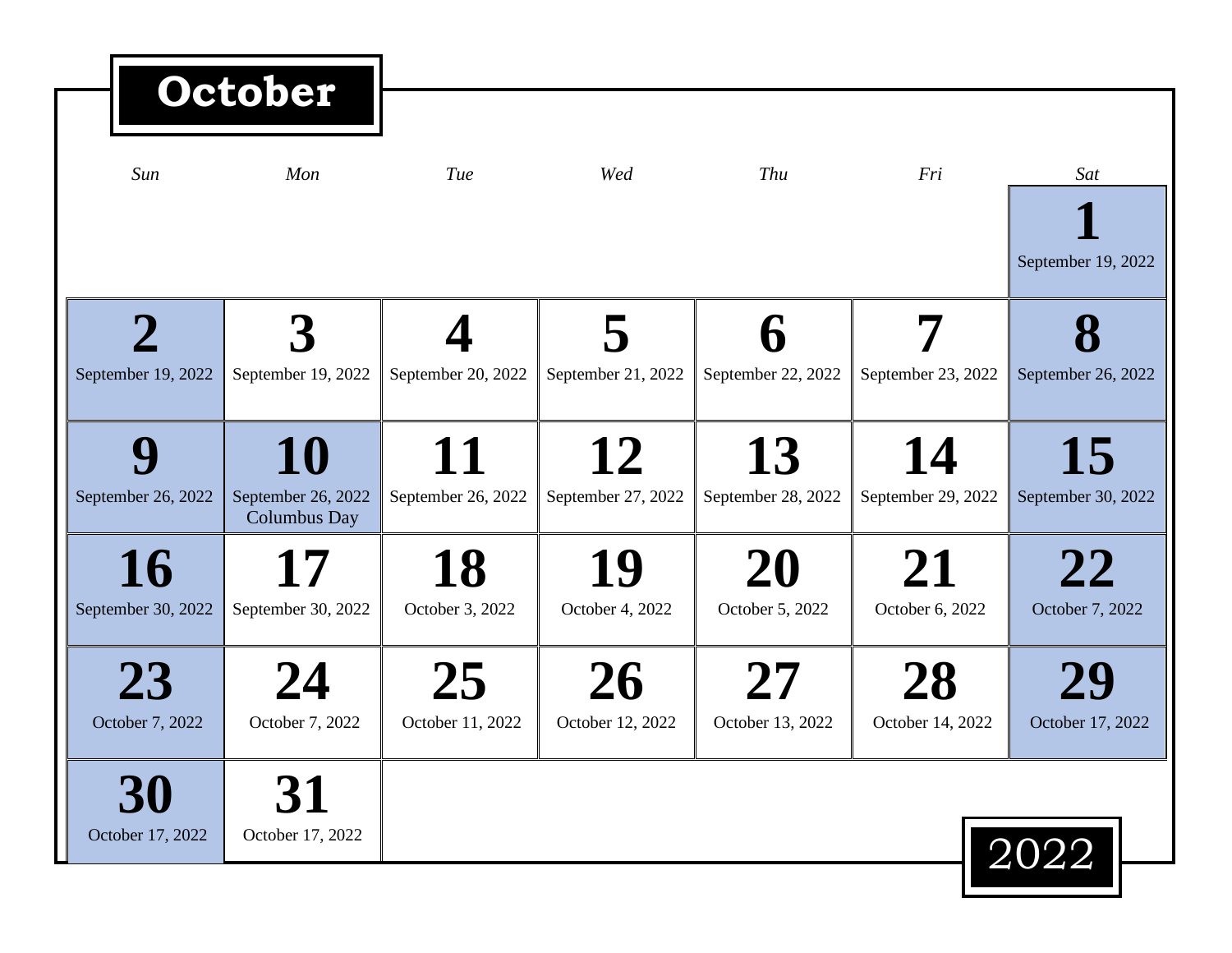# October

| Sun | Mon | Tue | Wed | Thu | Fri | Sat |
|---|---|---|---|---|---|---|
| | | | | | | **1** September 19, 2022 |
| **2** September 19, 2022 | **3** September 19, 2022 | **4** September 20, 2022 | **5** September 21, 2022 | **6** September 22, 2022 | **7** September 23, 2022 | **8** September 26, 2022 |
| **9** September 26, 2022 | **10** September 26, 2022 Columbus Day | **11** September 26, 2022 | **12** September 27, 2022 | **13** September 28, 2022 | **14** September 29, 2022 | **15** September 30, 2022 |
| **16** September 30, 2022 | **17** September 30, 2022 | **18** October 3, 2022 | **19** October 4, 2022 | **20** October 5, 2022 | **21** October 6, 2022 | **22** October 7, 2022 |
| **23** October 7, 2022 | **24** October 7, 2022 | **25** October 11, 2022 | **26** October 12, 2022 | **27** October 13, 2022 | **28** October 14, 2022 | **29** October 17, 2022 |
| **30** October 17, 2022 | **31** October 17, 2022 | | | | | |

2022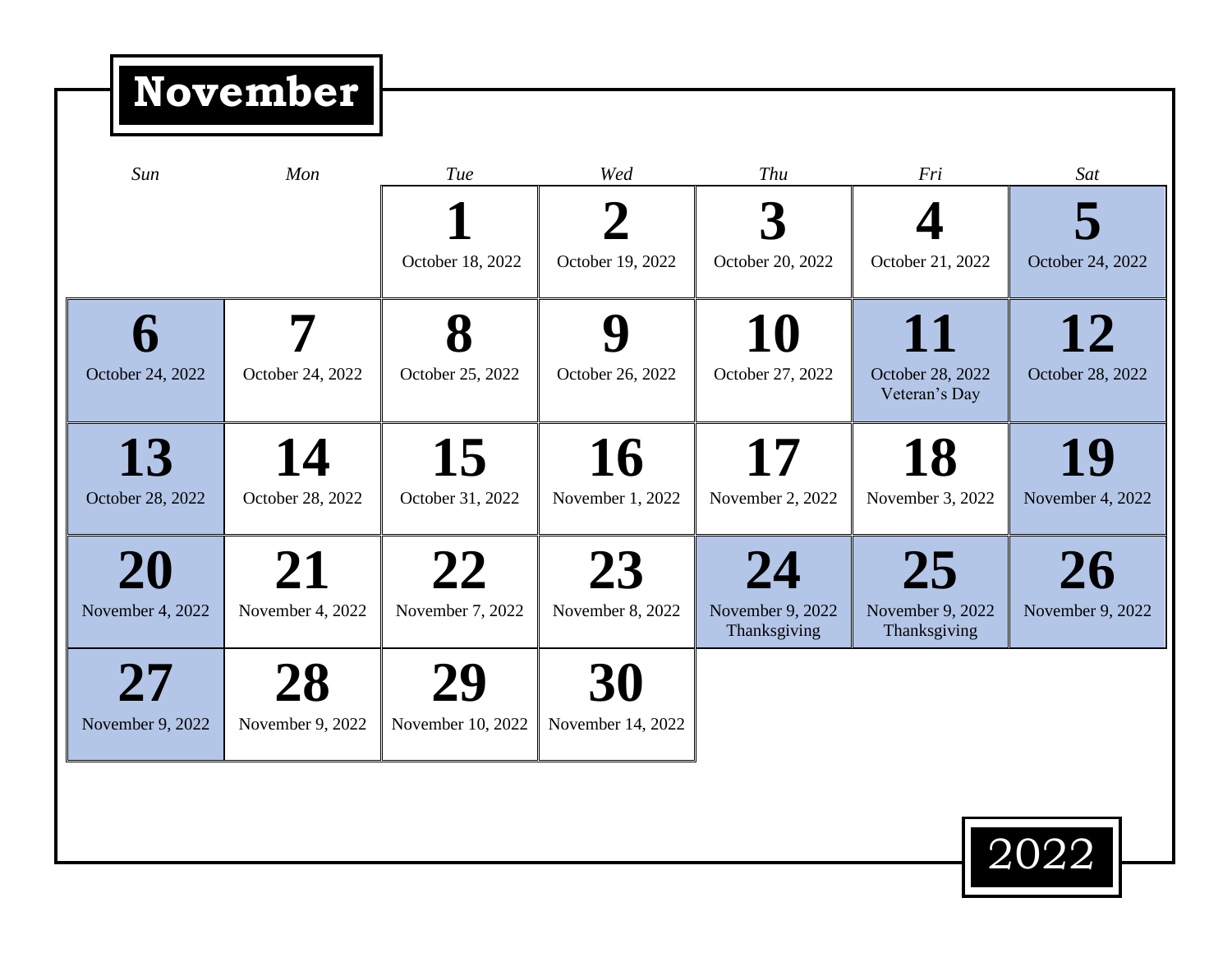# November

| Sun | Mon | Tue | Wed | Thu | Fri | Sat |
|---|---|---|---|---|---|---|
| | | **1** October 18, 2022 | **2** October 19, 2022 | **3** October 20, 2022 | **4** October 21, 2022 | **5** October 24, 2022 |
| **6** October 24, 2022 | **7** October 24, 2022 | **8** October 25, 2022 | **9** October 26, 2022 | **10** October 27, 2022 | **11** October 28, 2022 Veteran's Day | **12** October 28, 2022 |
| **13** October 28, 2022 | **14** October 28, 2022 | **15** October 31, 2022 | **16** November 1, 2022 | **17** November 2, 2022 | **18** November 3, 2022 | **19** November 4, 2022 |
| **20** November 4, 2022 | **21** November 4, 2022 | **22** November 7, 2022 | **23** November 8, 2022 | **24** November 9, 2022 Thanksgiving | **25** November 9, 2022 Thanksgiving | **26** November 9, 2022 |
| **27** November 9, 2022 | **28** November 9, 2022 | **29** November 10, 2022 | **30** November 14, 2022 | | | |

2022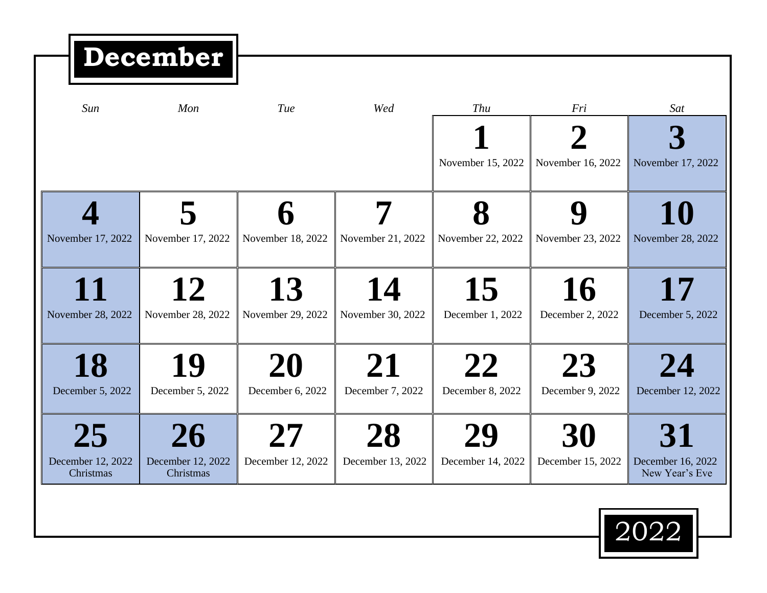# December

| Sun | Mon | Tue | Wed | Thu | Fri | Sat |
|---|---|---|---|---|---|---|
| | | | | **1** November 15, 2022 | **2** November 16, 2022 | **3** November 17, 2022 |
| **4** November 17, 2022 | **5** November 17, 2022 | **6** November 18, 2022 | **7** November 21, 2022 | **8** November 22, 2022 | **9** November 23, 2022 | **10** November 28, 2022 |
| **11** November 28, 2022 | **12** November 28, 2022 | **13** November 29, 2022 | **14** November 30, 2022 | **15** December 1, 2022 | **16** December 2, 2022 | **17** December 5, 2022 |
| **18** December 5, 2022 | **19** December 5, 2022 | **20** December 6, 2022 | **21** December 7, 2022 | **22** December 8, 2022 | **23** December 9, 2022 | **24** December 12, 2022 |
| **25** December 12, 2022 Christmas | **26** December 12, 2022 Christmas | **27** December 12, 2022 | **28** December 13, 2022 | **29** December 14, 2022 | **30** December 15, 2022 | **31** December 16, 2022 New Year's Eve |

2022